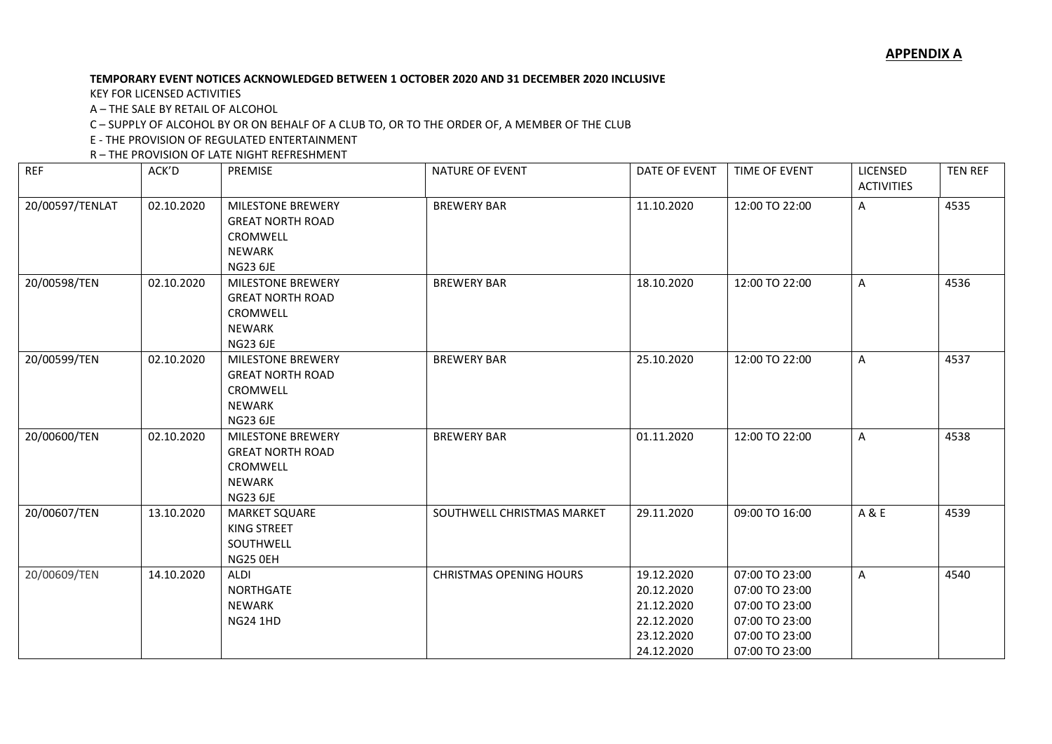## APPENDIX A

**TEMPORARY EVENT NOTICES ACKNOWLEDGED BETWEEN 1 OCTOBER 2020 AND 31 DECEMBER 2020 INCLUSIVE**

KEY FOR LICENSED ACTIVITIES

A – THE SALE BY RETAIL OF ALCOHOL

C – SUPPLY OF ALCOHOL BY OR ON BEHALF OF A CLUB TO, OR TO THE ORDER OF, A MEMBER OF THE CLUB

E - THE PROVISION OF REGULATED ENTERTAINMENT

R – THE PROVISION OF LATE NIGHT REFRESHMENT

| REF | ACK'D | PREMISE | NATURE OF EVENT | DATE OF EVENT | TIME OF EVENT | LICENSED ACTIVITIES | TEN REF |
|---|---|---|---|---|---|---|---|
| 20/00597/TENLAT | 02.10.2020 | MILESTONE BREWERY<br>GREAT NORTH ROAD<br>CROMWELL<br>NEWARK<br>NG23 6JE | BREWERY BAR | 11.10.2020 | 12:00 TO 22:00 | A | 4535 |
| 20/00598/TEN | 02.10.2020 | MILESTONE BREWERY<br>GREAT NORTH ROAD<br>CROMWELL<br>NEWARK<br>NG23 6JE | BREWERY BAR | 18.10.2020 | 12:00 TO 22:00 | A | 4536 |
| 20/00599/TEN | 02.10.2020 | MILESTONE BREWERY<br>GREAT NORTH ROAD<br>CROMWELL<br>NEWARK<br>NG23 6JE | BREWERY BAR | 25.10.2020 | 12:00 TO 22:00 | A | 4537 |
| 20/00600/TEN | 02.10.2020 | MILESTONE BREWERY<br>GREAT NORTH ROAD<br>CROMWELL<br>NEWARK<br>NG23 6JE | BREWERY BAR | 01.11.2020 | 12:00 TO 22:00 | A | 4538 |
| 20/00607/TEN | 13.10.2020 | MARKET SQUARE<br>KING STREET<br>SOUTHWELL<br>NG25 0EH | SOUTHWELL CHRISTMAS MARKET | 29.11.2020 | 09:00 TO 16:00 | A & E | 4539 |
| 20/00609/TEN | 14.10.2020 | ALDI<br>NORTHGATE<br>NEWARK<br>NG24 1HD | CHRISTMAS OPENING HOURS | 19.12.2020<br>20.12.2020<br>21.12.2020<br>22.12.2020<br>23.12.2020<br>24.12.2020 | 07:00 TO 23:00<br>07:00 TO 23:00<br>07:00 TO 23:00<br>07:00 TO 23:00<br>07:00 TO 23:00<br>07:00 TO 23:00 | A | 4540 |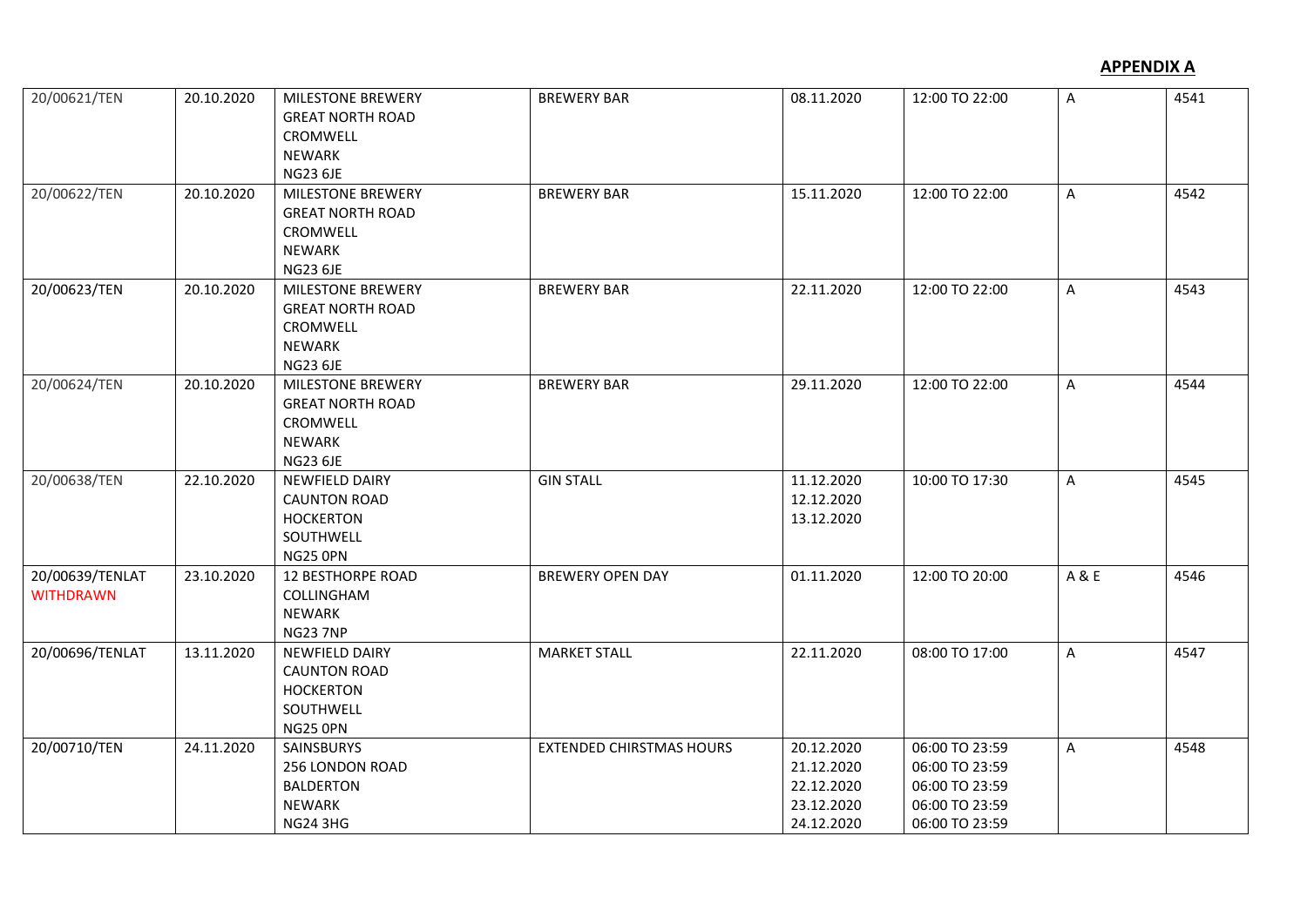**APPENDIX A**

| | | | | | | | |
|---|---|---|---|---|---|---|---|
| 20/00621/TEN | 20.10.2020 | MILESTONE BREWERY<br>GREAT NORTH ROAD<br>CROMWELL<br>NEWARK<br>NG23 6JE | BREWERY BAR | 08.11.2020 | 12:00 TO 22:00 | A | 4541 |
| 20/00622/TEN | 20.10.2020 | MILESTONE BREWERY<br>GREAT NORTH ROAD<br>CROMWELL<br>NEWARK<br>NG23 6JE | BREWERY BAR | 15.11.2020 | 12:00 TO 22:00 | A | 4542 |
| 20/00623/TEN | 20.10.2020 | MILESTONE BREWERY<br>GREAT NORTH ROAD<br>CROMWELL<br>NEWARK<br>NG23 6JE | BREWERY BAR | 22.11.2020 | 12:00 TO 22:00 | A | 4543 |
| 20/00624/TEN | 20.10.2020 | MILESTONE BREWERY<br>GREAT NORTH ROAD<br>CROMWELL<br>NEWARK<br>NG23 6JE | BREWERY BAR | 29.11.2020 | 12:00 TO 22:00 | A | 4544 |
| 20/00638/TEN | 22.10.2020 | NEWFIELD DAIRY<br>CAUNTON ROAD<br>HOCKERTON<br>SOUTHWELL<br>NG25 0PN | GIN STALL | 11.12.2020<br>12.12.2020<br>13.12.2020 | 10:00 TO 17:30 | A | 4545 |
| 20/00639/TENLAT<br>WITHDRAWN | 23.10.2020 | 12 BESTHORPE ROAD<br>COLLINGHAM<br>NEWARK<br>NG23 7NP | BREWERY OPEN DAY | 01.11.2020 | 12:00 TO 20:00 | A & E | 4546 |
| 20/00696/TENLAT | 13.11.2020 | NEWFIELD DAIRY<br>CAUNTON ROAD<br>HOCKERTON<br>SOUTHWELL<br>NG25 0PN | MARKET STALL | 22.11.2020 | 08:00 TO 17:00 | A | 4547 |
| 20/00710/TEN | 24.11.2020 | SAINSBURYS<br>256 LONDON ROAD<br>BALDERTON<br>NEWARK<br>NG24 3HG | EXTENDED CHIRSTMAS HOURS | 20.12.2020<br>21.12.2020<br>22.12.2020<br>23.12.2020<br>24.12.2020 | 06:00 TO 23:59<br>06:00 TO 23:59<br>06:00 TO 23:59<br>06:00 TO 23:59<br>06:00 TO 23:59 | A | 4548 |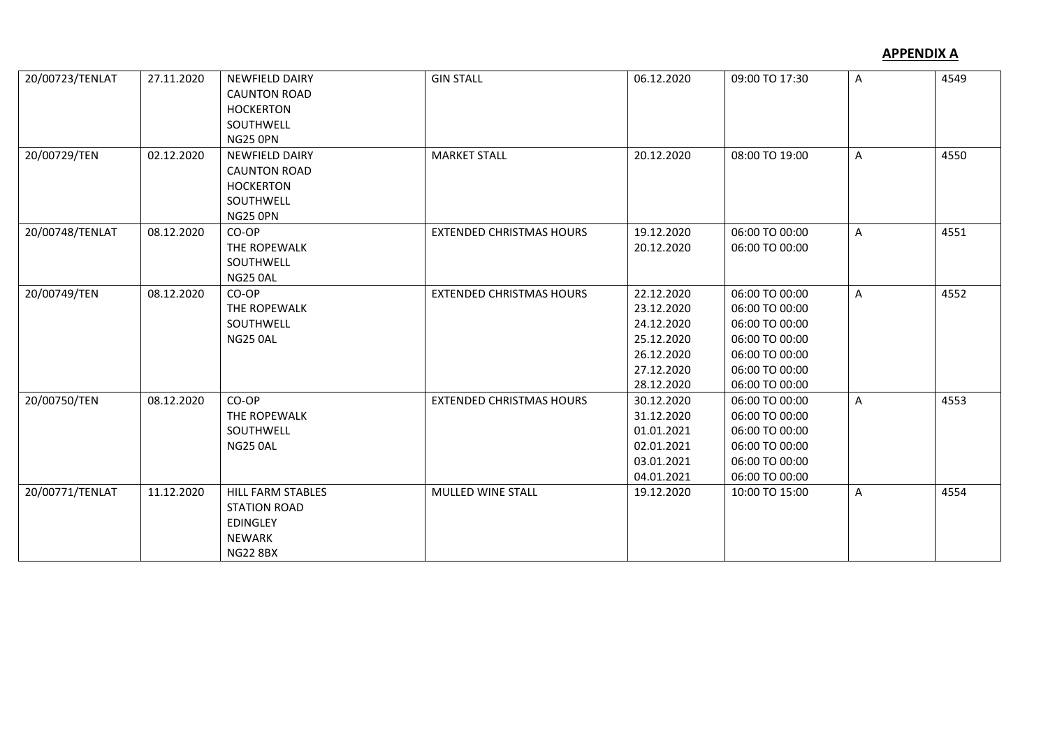**APPENDIX A**

| | | | | | | | |
|---|---|---|---|---|---|---|---|
| 20/00723/TENLAT | 27.11.2020 | NEWFIELD DAIRY<br>CAUNTON ROAD<br>HOCKERTON<br>SOUTHWELL<br>NG25 0PN | GIN STALL | 06.12.2020 | 09:00 TO 17:30 | A | 4549 |
| 20/00729/TEN | 02.12.2020 | NEWFIELD DAIRY<br>CAUNTON ROAD<br>HOCKERTON<br>SOUTHWELL<br>NG25 0PN | MARKET STALL | 20.12.2020 | 08:00 TO 19:00 | A | 4550 |
| 20/00748/TENLAT | 08.12.2020 | CO-OP<br>THE ROPEWALK<br>SOUTHWELL<br>NG25 0AL | EXTENDED CHRISTMAS HOURS | 19.12.2020<br>20.12.2020 | 06:00 TO 00:00<br>06:00 TO 00:00 | A | 4551 |
| 20/00749/TEN | 08.12.2020 | CO-OP<br>THE ROPEWALK<br>SOUTHWELL<br>NG25 0AL | EXTENDED CHRISTMAS HOURS | 22.12.2020<br>23.12.2020<br>24.12.2020<br>25.12.2020<br>26.12.2020<br>27.12.2020<br>28.12.2020 | 06:00 TO 00:00<br>06:00 TO 00:00<br>06:00 TO 00:00<br>06:00 TO 00:00<br>06:00 TO 00:00<br>06:00 TO 00:00<br>06:00 TO 00:00 | A | 4552 |
| 20/00750/TEN | 08.12.2020 | CO-OP<br>THE ROPEWALK<br>SOUTHWELL<br>NG25 0AL | EXTENDED CHRISTMAS HOURS | 30.12.2020<br>31.12.2020<br>01.01.2021<br>02.01.2021<br>03.01.2021<br>04.01.2021 | 06:00 TO 00:00<br>06:00 TO 00:00<br>06:00 TO 00:00<br>06:00 TO 00:00<br>06:00 TO 00:00<br>06:00 TO 00:00 | A | 4553 |
| 20/00771/TENLAT | 11.12.2020 | HILL FARM STABLES<br>STATION ROAD<br>EDINGLEY<br>NEWARK<br>NG22 8BX | MULLED WINE STALL | 19.12.2020 | 10:00 TO 15:00 | A | 4554 |